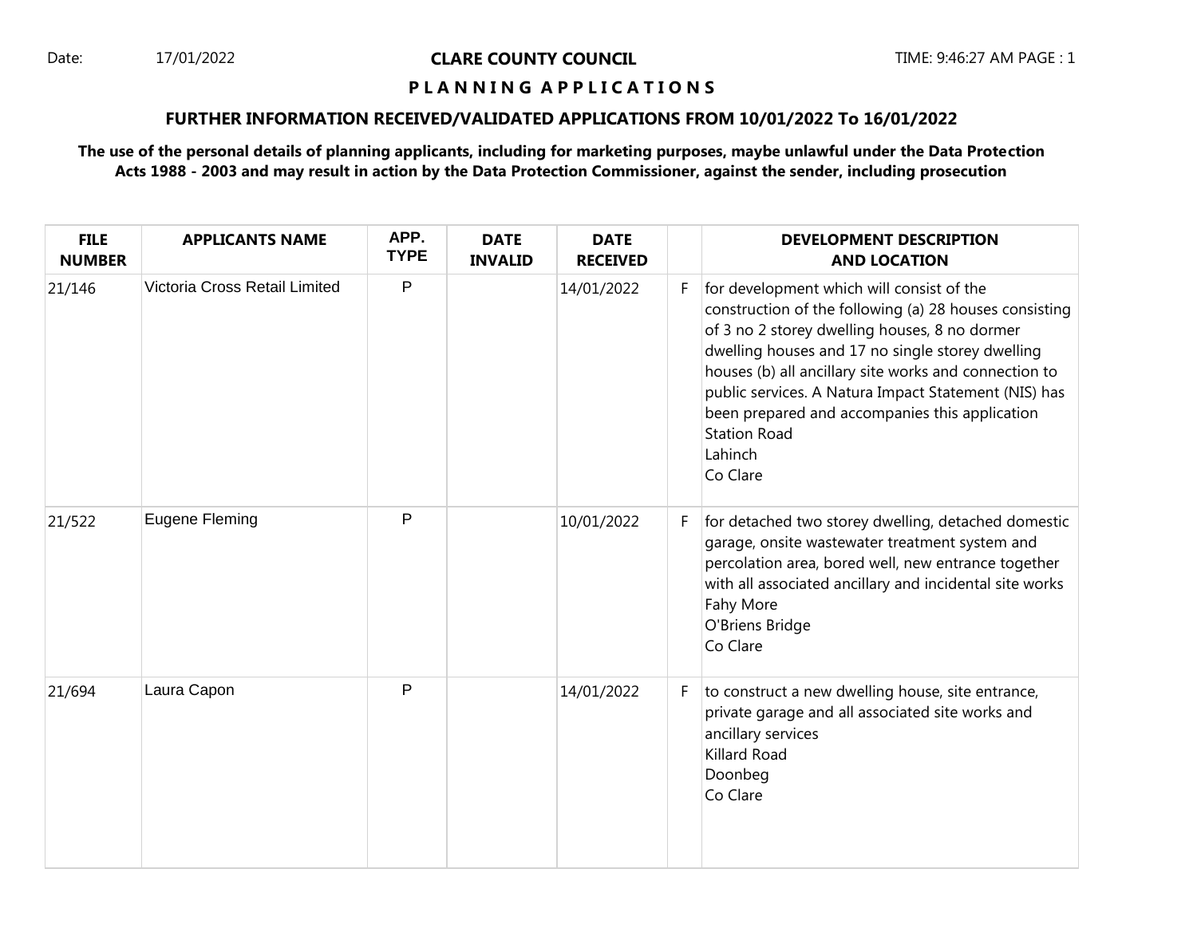Date: 17/01/2022

# CLARE COUNTY COUNCIL

## P L A N N I N G A P P L I C A T I O N S

### FURTHER INFORMATION RECEIVED/VALIDATED APPLICATIONS FROM 10/01/2022 To 16/01/2022

**The use of the personal details of planning applicants, including for marketing purposes, maybe unlawful under the Data Protection Acts 1988 - 2003 and may result in action by the Data Protection Commissioner, against the sender, including prosecution**

| FILE NUMBER | APPLICANTS NAME | APP. TYPE | DATE INVALID | DATE RECEIVED | | DEVELOPMENT DESCRIPTION AND LOCATION |
|---|---|---|---|---|---|---|
| 21/146 | Victoria Cross Retail Limited | P | | 14/01/2022 | F | for development which will consist of the construction of the following (a) 28 houses consisting of 3 no 2 storey dwelling houses, 8 no dormer dwelling houses and 17 no single storey dwelling houses (b) all ancillary site works and connection to public services. A Natura Impact Statement (NIS) has been prepared and accompanies this application Station Road Lahinch Co Clare |
| 21/522 | Eugene Fleming | P | | 10/01/2022 | F | for detached two storey dwelling, detached domestic garage, onsite wastewater treatment system and percolation area, bored well, new entrance together with all associated ancillary and incidental site works Fahy More O'Briens Bridge Co Clare |
| 21/694 | Laura Capon | P | | 14/01/2022 | F | to construct a new dwelling house, site entrance, private garage and all associated site works and ancillary services Killard Road Doonbeg Co Clare |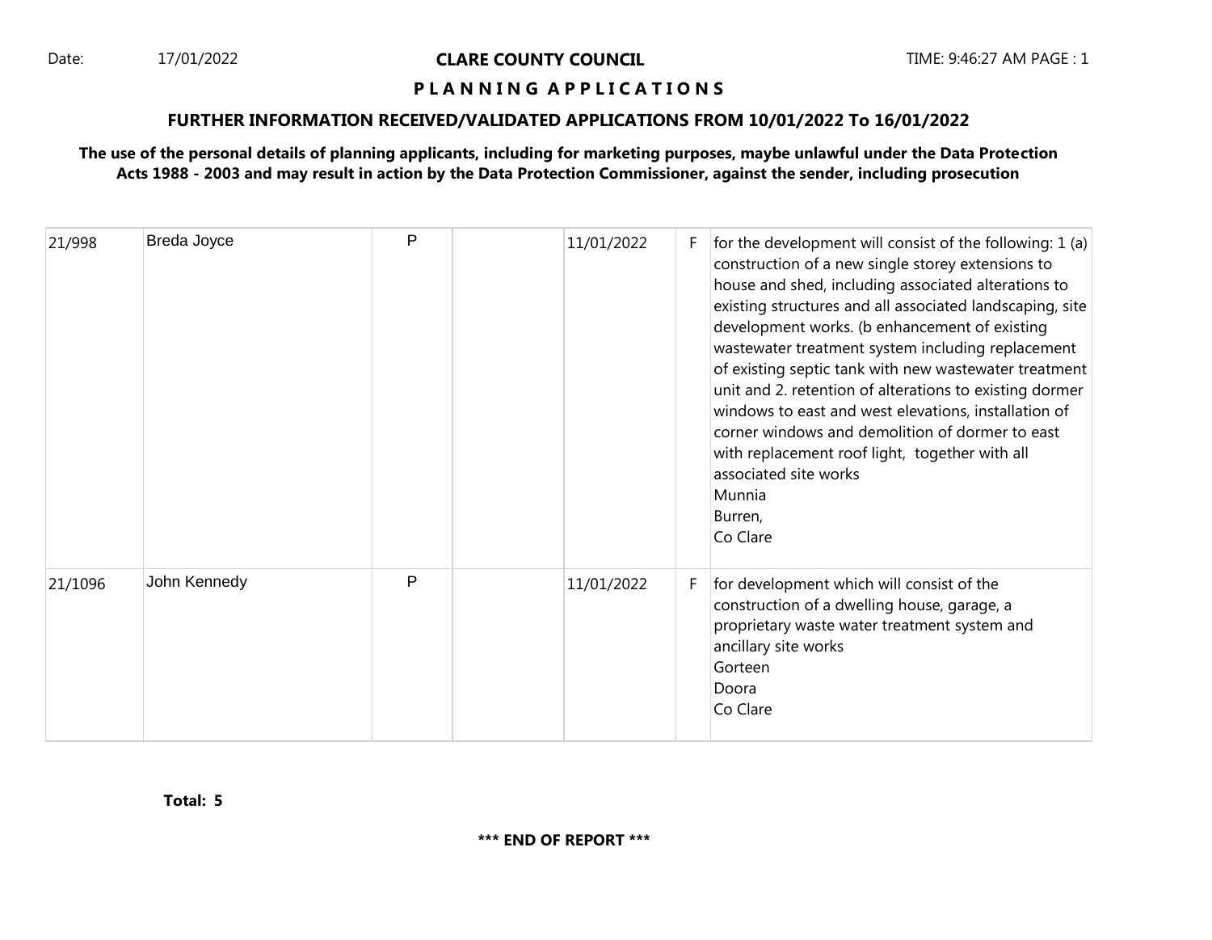**CLARE COUNTY COUNCIL**

**P L A N N I N G A P P L I C A T I O N S**

**FURTHER INFORMATION RECEIVED/VALIDATED APPLICATIONS FROM 10/01/2022 To 16/01/2022**

**The use of the personal details of planning applicants, including for marketing purposes, maybe unlawful under the Data Protection Acts 1988 - 2003 and may result in action by the Data Protection Commissioner, against the sender, including prosecution**

| | | | | | | |
|---|---|---|---|---|---|---|
| 21/998 | Breda Joyce | P | | 11/01/2022 | F | for the development will consist of the following: 1 (a) construction of a new single storey extensions to house and shed, including associated alterations to existing structures and all associated landscaping, site development works. (b enhancement of existing wastewater treatment system including replacement of existing septic tank with new wastewater treatment unit and 2. retention of alterations to existing dormer windows to east and west elevations, installation of corner windows and demolition of dormer to east with replacement roof light, together with all associated site works<br>Munnia<br>Burren,<br>Co Clare |
| 21/1096 | John Kennedy | P | | 11/01/2022 | F | for development which will consist of the construction of a dwelling house, garage, a proprietary waste water treatment system and ancillary site works<br>Gorteen<br>Doora<br>Co Clare |

**Total: 5**

**\*\*\* END OF REPORT \*\*\***